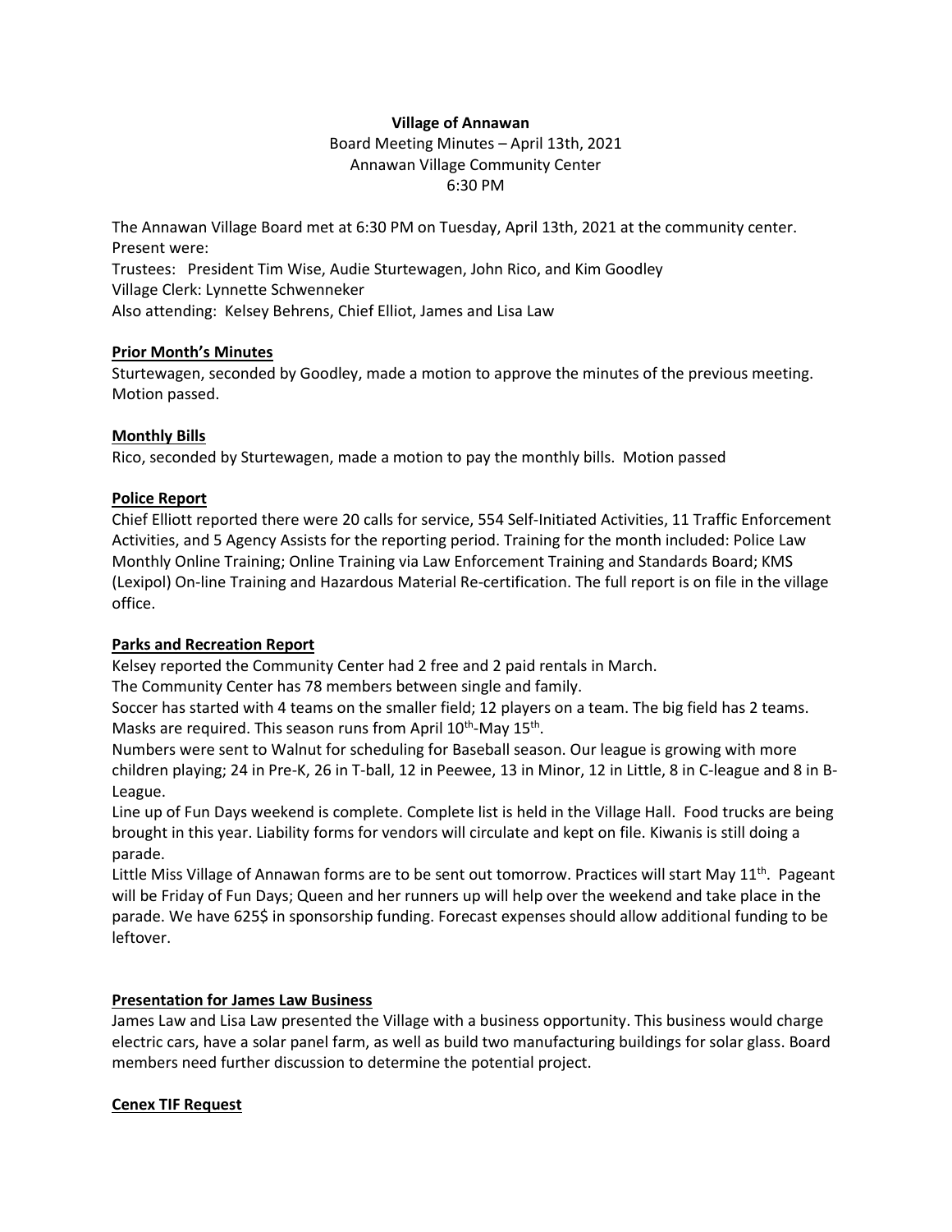**Village of Annawan**

Board Meeting Minutes – April 13th, 2021

Annawan Village Community Center

6:30 PM

The Annawan Village Board met at 6:30 PM on Tuesday, April 13th, 2021 at the community center. Present were:

Trustees: President Tim Wise, Audie Sturtewagen, John Rico, and Kim Goodley

Village Clerk: Lynnette Schwenneker

Also attending: Kelsey Behrens, Chief Elliot, James and Lisa Law

**Prior Month's Minutes**

Sturtewagen, seconded by Goodley, made a motion to approve the minutes of the previous meeting. Motion passed.

**Monthly Bills**

Rico, seconded by Sturtewagen, made a motion to pay the monthly bills. Motion passed

**Police Report**

Chief Elliott reported there were 20 calls for service, 554 Self-Initiated Activities, 11 Traffic Enforcement Activities, and 5 Agency Assists for the reporting period. Training for the month included: Police Law Monthly Online Training; Online Training via Law Enforcement Training and Standards Board; KMS (Lexipol) On-line Training and Hazardous Material Re-certification. The full report is on file in the village office.

**Parks and Recreation Report**

Kelsey reported the Community Center had 2 free and 2 paid rentals in March.

The Community Center has 78 members between single and family.

Soccer has started with 4 teams on the smaller field; 12 players on a team. The big field has 2 teams. Masks are required. This season runs from April 10th-May 15th.

Numbers were sent to Walnut for scheduling for Baseball season. Our league is growing with more children playing; 24 in Pre-K, 26 in T-ball, 12 in Peewee, 13 in Minor, 12 in Little, 8 in C-league and 8 in B-League.

Line up of Fun Days weekend is complete. Complete list is held in the Village Hall. Food trucks are being brought in this year. Liability forms for vendors will circulate and kept on file. Kiwanis is still doing a parade.

Little Miss Village of Annawan forms are to be sent out tomorrow. Practices will start May 11th. Pageant will be Friday of Fun Days; Queen and her runners up will help over the weekend and take place in the parade. We have 625$ in sponsorship funding. Forecast expenses should allow additional funding to be leftover.

**Presentation for James Law Business**

James Law and Lisa Law presented the Village with a business opportunity. This business would charge electric cars, have a solar panel farm, as well as build two manufacturing buildings for solar glass. Board members need further discussion to determine the potential project.

**Cenex TIF Request**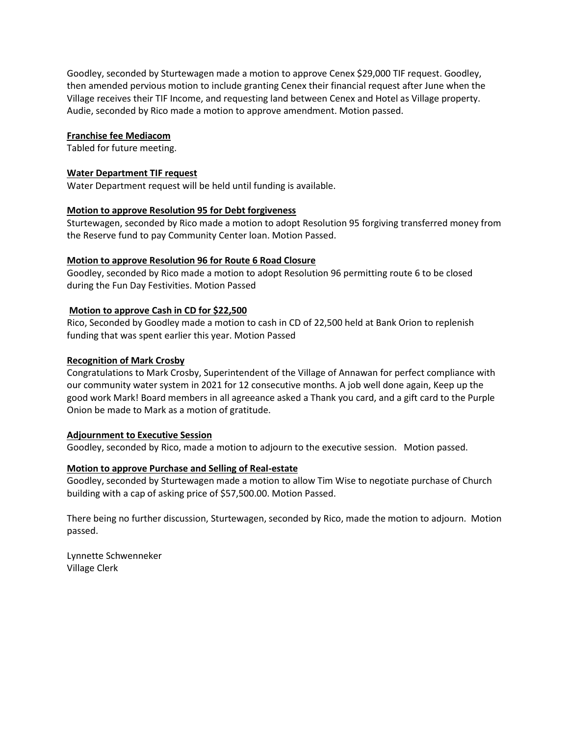Goodley, seconded by Sturtewagen made a motion to approve Cenex $29,000 TIF request. Goodley, then amended pervious motion to include granting Cenex their financial request after June when the Village receives their TIF Income, and requesting land between Cenex and Hotel as Village property. Audie, seconded by Rico made a motion to approve amendment. Motion passed.

**Franchise fee Mediacom**

Tabled for future meeting.

**Water Department TIF request**

Water Department request will be held until funding is available.

**Motion to approve Resolution 95 for Debt forgiveness**

Sturtewagen, seconded by Rico made a motion to adopt Resolution 95 forgiving transferred money from the Reserve fund to pay Community Center loan. Motion Passed.

**Motion to approve Resolution 96 for Route 6 Road Closure**

Goodley, seconded by Rico made a motion to adopt Resolution 96 permitting route 6 to be closed during the Fun Day Festivities. Motion Passed

**Motion to approve Cash in CD for $22,500**

Rico, Seconded by Goodley made a motion to cash in CD of 22,500 held at Bank Orion to replenish funding that was spent earlier this year. Motion Passed

**Recognition of Mark Crosby**

Congratulations to Mark Crosby, Superintendent of the Village of Annawan for perfect compliance with our community water system in 2021 for 12 consecutive months. A job well done again, Keep up the good work Mark! Board members in all agreeance asked a Thank you card, and a gift card to the Purple Onion be made to Mark as a motion of gratitude.

**Adjournment to Executive Session**

Goodley, seconded by Rico, made a motion to adjourn to the executive session. Motion passed.

**Motion to approve Purchase and Selling of Real-estate**

Goodley, seconded by Sturtewagen made a motion to allow Tim Wise to negotiate purchase of Church building with a cap of asking price of $57,500.00. Motion Passed.

There being no further discussion, Sturtewagen, seconded by Rico, made the motion to adjourn. Motion passed.

Lynnette Schwenneker
Village Clerk